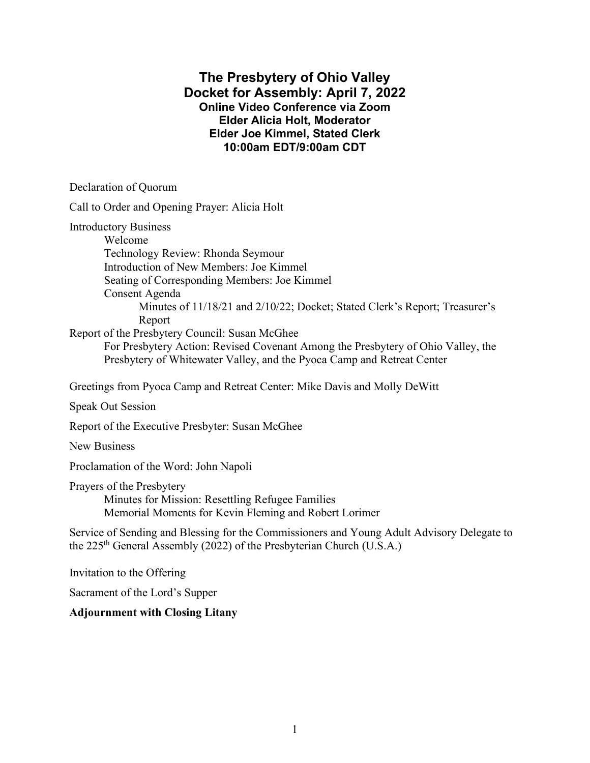# The Presbytery of Ohio Valley
## Docket for Assembly: April 7, 2022
### Online Video Conference via Zoom
### Elder Alicia Holt, Moderator
### Elder Joe Kimmel, Stated Clerk
### 10:00am EDT/9:00am CDT

Declaration of Quorum

Call to Order and Opening Prayer: Alicia Holt

Introductory Business
- Welcome
- Technology Review: Rhonda Seymour
- Introduction of New Members: Joe Kimmel
- Seating of Corresponding Members: Joe Kimmel
- Consent Agenda
  - Minutes of 11/18/21 and 2/10/22; Docket; Stated Clerk's Report; Treasurer's Report

Report of the Presbytery Council: Susan McGhee
- For Presbytery Action: Revised Covenant Among the Presbytery of Ohio Valley, the Presbytery of Whitewater Valley, and the Pyoca Camp and Retreat Center

Greetings from Pyoca Camp and Retreat Center: Mike Davis and Molly DeWitt

Speak Out Session

Report of the Executive Presbyter: Susan McGhee

New Business

Proclamation of the Word: John Napoli

Prayers of the Presbytery
- Minutes for Mission: Resettling Refugee Families
- Memorial Moments for Kevin Fleming and Robert Lorimer

Service of Sending and Blessing for the Commissioners and Young Adult Advisory Delegate to the 225th General Assembly (2022) of the Presbyterian Church (U.S.A.)

Invitation to the Offering

Sacrament of the Lord's Supper

**Adjournment with Closing Litany**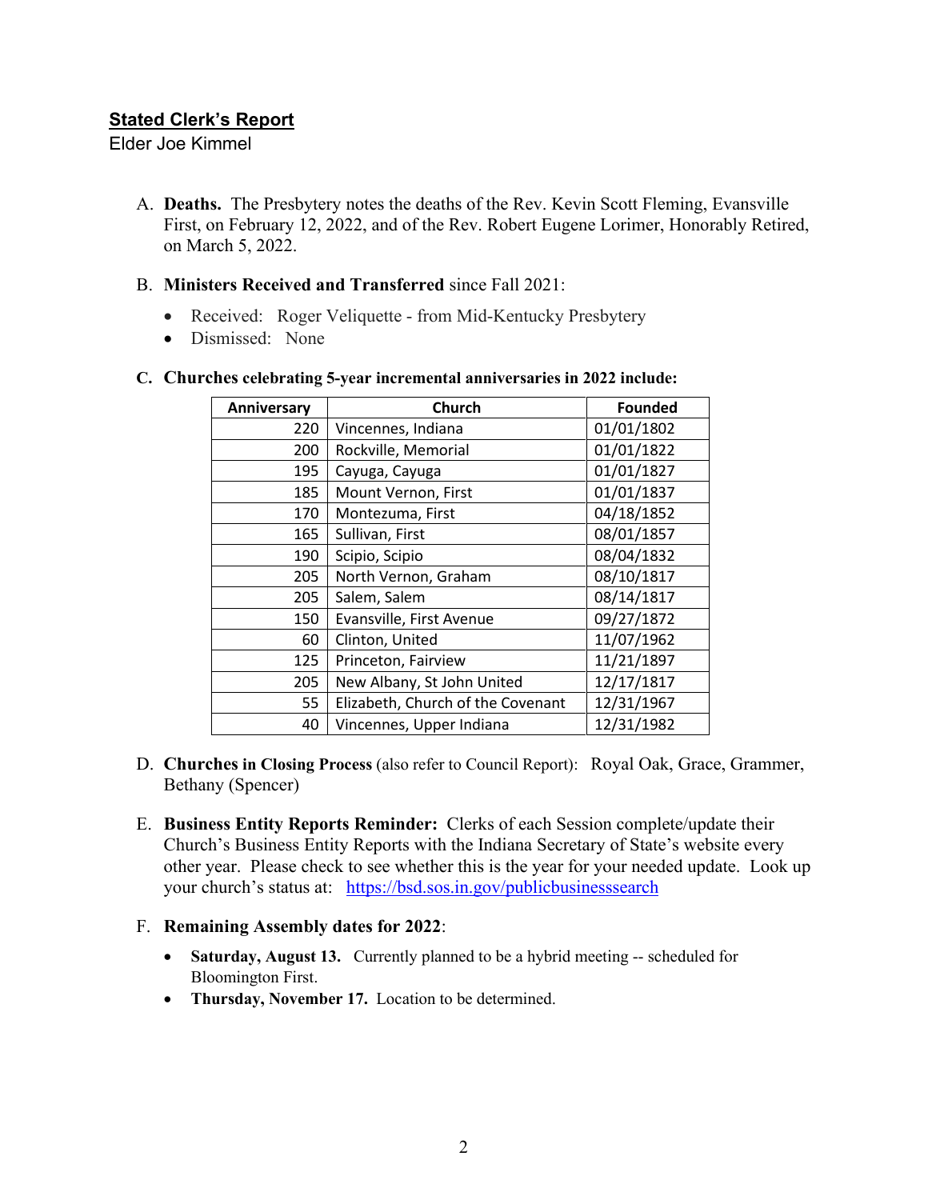## Stated Clerk's Report

Elder Joe Kimmel

A. **Deaths.** The Presbytery notes the deaths of the Rev. Kevin Scott Fleming, Evansville First, on February 12, 2022, and of the Rev. Robert Eugene Lorimer, Honorably Retired, on March 5, 2022.

B. **Ministers Received and Transferred** since Fall 2021:

- Received: Roger Veliquette - from Mid-Kentucky Presbytery
- Dismissed: None

C. **Churches celebrating 5-year incremental anniversaries in 2022 include:**

| Anniversary | Church | Founded |
|---|---|---|
| 220 | Vincennes, Indiana | 01/01/1802 |
| 200 | Rockville, Memorial | 01/01/1822 |
| 195 | Cayuga, Cayuga | 01/01/1827 |
| 185 | Mount Vernon, First | 01/01/1837 |
| 170 | Montezuma, First | 04/18/1852 |
| 165 | Sullivan, First | 08/01/1857 |
| 190 | Scipio, Scipio | 08/04/1832 |
| 205 | North Vernon, Graham | 08/10/1817 |
| 205 | Salem, Salem | 08/14/1817 |
| 150 | Evansville, First Avenue | 09/27/1872 |
| 60 | Clinton, United | 11/07/1962 |
| 125 | Princeton, Fairview | 11/21/1897 |
| 205 | New Albany, St John United | 12/17/1817 |
| 55 | Elizabeth, Church of the Covenant | 12/31/1967 |
| 40 | Vincennes, Upper Indiana | 12/31/1982 |

D. **Churches in Closing Process** (also refer to Council Report): Royal Oak, Grace, Grammer, Bethany (Spencer)

E. **Business Entity Reports Reminder:** Clerks of each Session complete/update their Church's Business Entity Reports with the Indiana Secretary of State's website every other year. Please check to see whether this is the year for your needed update. Look up your church's status at: https://bsd.sos.in.gov/publicbusinesssearch

F. **Remaining Assembly dates for 2022**:

- **Saturday, August 13.** Currently planned to be a hybrid meeting -- scheduled for Bloomington First.
- **Thursday, November 17.** Location to be determined.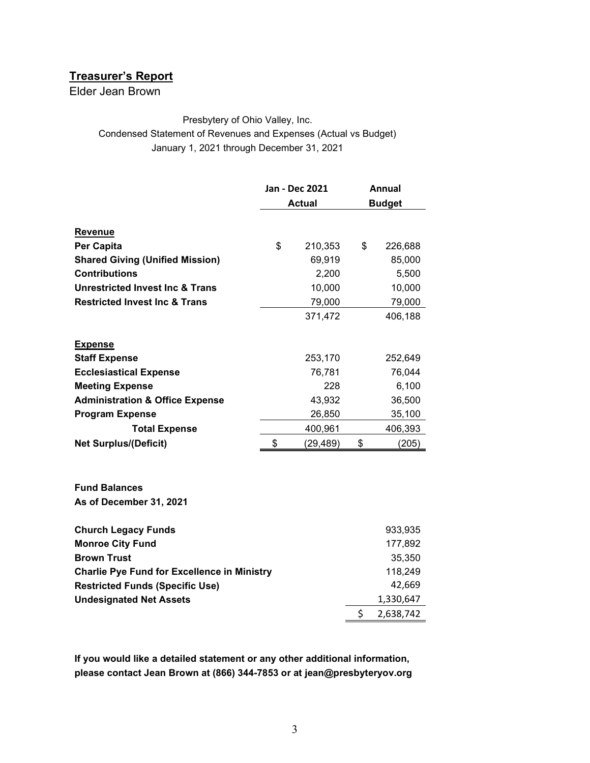## **Treasurer's Report**

Elder Jean Brown

Presbytery of Ohio Valley, Inc.
Condensed Statement of Revenues and Expenses (Actual vs Budget)
January 1, 2021 through December 31, 2021

| | Jan - Dec 2021 Actual | Annual Budget |
|---|---|---|
| **Revenue** | | |
| **Per Capita** | $ 210,353 | $ 226,688 |
| **Shared Giving (Unified Mission)** | 69,919 | 85,000 |
| **Contributions** | 2,200 | 5,500 |
| **Unrestricted Invest Inc & Trans** | 10,000 | 10,000 |
| **Restricted Invest Inc & Trans** | 79,000 | 79,000 |
| | 371,472 | 406,188 |
| **Expense** | | |
| **Staff Expense** | 253,170 | 252,649 |
| **Ecclesiastical Expense** | 76,781 | 76,044 |
| **Meeting Expense** | 228 | 6,100 |
| **Administration & Office Expense** | 43,932 | 36,500 |
| **Program Expense** | 26,850 | 35,100 |
| **Total Expense** | 400,961 | 406,393 |
| **Net Surplus/(Deficit)** | $ (29,489) | $ (205) |

**Fund Balances**
**As of December 31, 2021**

| | |
|---|---|
| **Church Legacy Funds** | 933,935 |
| **Monroe City Fund** | 177,892 |
| **Brown Trust** | 35,350 |
| **Charlie Pye Fund for Excellence in Ministry** | 118,249 |
| **Restricted Funds (Specific Use)** | 42,669 |
| **Undesignated Net Assets** | 1,330,647 |
| | $ 2,638,742 |

**If you would like a detailed statement or any other additional information, please contact Jean Brown at (866) 344-7853 or at jean@presbyteryov.org**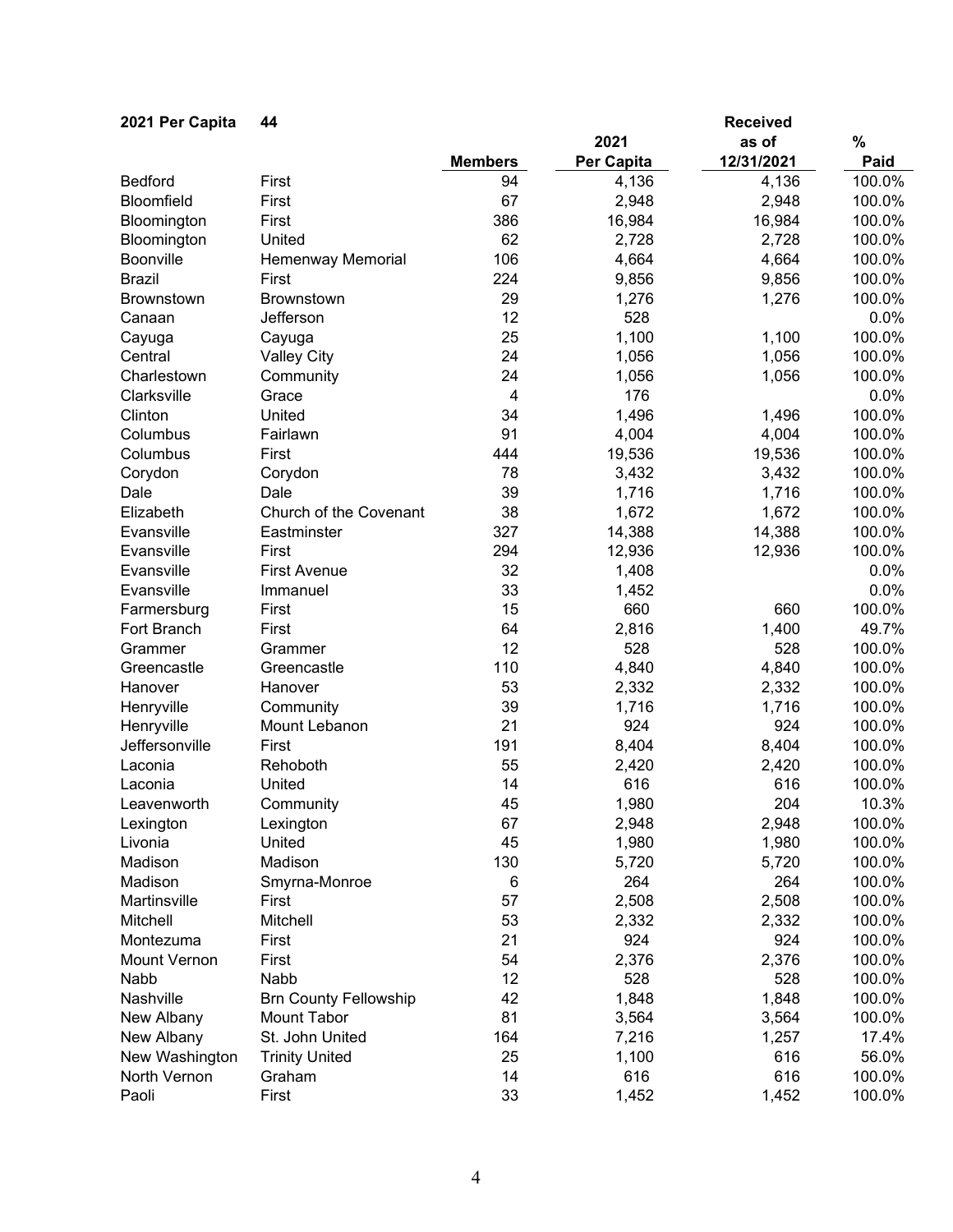| 2021 Per Capita | 44 | | | Received | |
|---|---|---|---|---|---|
| | | | 2021 | as of | % |
| | | Members | Per Capita | 12/31/2021 | Paid |
| Bedford | First | 94 | 4,136 | 4,136 | 100.0% |
| Bloomfield | First | 67 | 2,948 | 2,948 | 100.0% |
| Bloomington | First | 386 | 16,984 | 16,984 | 100.0% |
| Bloomington | United | 62 | 2,728 | 2,728 | 100.0% |
| Boonville | Hemenway Memorial | 106 | 4,664 | 4,664 | 100.0% |
| Brazil | First | 224 | 9,856 | 9,856 | 100.0% |
| Brownstown | Brownstown | 29 | 1,276 | 1,276 | 100.0% |
| Canaan | Jefferson | 12 | 528 | | 0.0% |
| Cayuga | Cayuga | 25 | 1,100 | 1,100 | 100.0% |
| Central | Valley City | 24 | 1,056 | 1,056 | 100.0% |
| Charlestown | Community | 24 | 1,056 | 1,056 | 100.0% |
| Clarksville | Grace | 4 | 176 | | 0.0% |
| Clinton | United | 34 | 1,496 | 1,496 | 100.0% |
| Columbus | Fairlawn | 91 | 4,004 | 4,004 | 100.0% |
| Columbus | First | 444 | 19,536 | 19,536 | 100.0% |
| Corydon | Corydon | 78 | 3,432 | 3,432 | 100.0% |
| Dale | Dale | 39 | 1,716 | 1,716 | 100.0% |
| Elizabeth | Church of the Covenant | 38 | 1,672 | 1,672 | 100.0% |
| Evansville | Eastminster | 327 | 14,388 | 14,388 | 100.0% |
| Evansville | First | 294 | 12,936 | 12,936 | 100.0% |
| Evansville | First Avenue | 32 | 1,408 | | 0.0% |
| Evansville | Immanuel | 33 | 1,452 | | 0.0% |
| Farmersburg | First | 15 | 660 | 660 | 100.0% |
| Fort Branch | First | 64 | 2,816 | 1,400 | 49.7% |
| Grammer | Grammer | 12 | 528 | 528 | 100.0% |
| Greencastle | Greencastle | 110 | 4,840 | 4,840 | 100.0% |
| Hanover | Hanover | 53 | 2,332 | 2,332 | 100.0% |
| Henryville | Community | 39 | 1,716 | 1,716 | 100.0% |
| Henryville | Mount Lebanon | 21 | 924 | 924 | 100.0% |
| Jeffersonville | First | 191 | 8,404 | 8,404 | 100.0% |
| Laconia | Rehoboth | 55 | 2,420 | 2,420 | 100.0% |
| Laconia | United | 14 | 616 | 616 | 100.0% |
| Leavenworth | Community | 45 | 1,980 | 204 | 10.3% |
| Lexington | Lexington | 67 | 2,948 | 2,948 | 100.0% |
| Livonia | United | 45 | 1,980 | 1,980 | 100.0% |
| Madison | Madison | 130 | 5,720 | 5,720 | 100.0% |
| Madison | Smyrna-Monroe | 6 | 264 | 264 | 100.0% |
| Martinsville | First | 57 | 2,508 | 2,508 | 100.0% |
| Mitchell | Mitchell | 53 | 2,332 | 2,332 | 100.0% |
| Montezuma | First | 21 | 924 | 924 | 100.0% |
| Mount Vernon | First | 54 | 2,376 | 2,376 | 100.0% |
| Nabb | Nabb | 12 | 528 | 528 | 100.0% |
| Nashville | Brn County Fellowship | 42 | 1,848 | 1,848 | 100.0% |
| New Albany | Mount Tabor | 81 | 3,564 | 3,564 | 100.0% |
| New Albany | St. John United | 164 | 7,216 | 1,257 | 17.4% |
| New Washington | Trinity United | 25 | 1,100 | 616 | 56.0% |
| North Vernon | Graham | 14 | 616 | 616 | 100.0% |
| Paoli | First | 33 | 1,452 | 1,452 | 100.0% |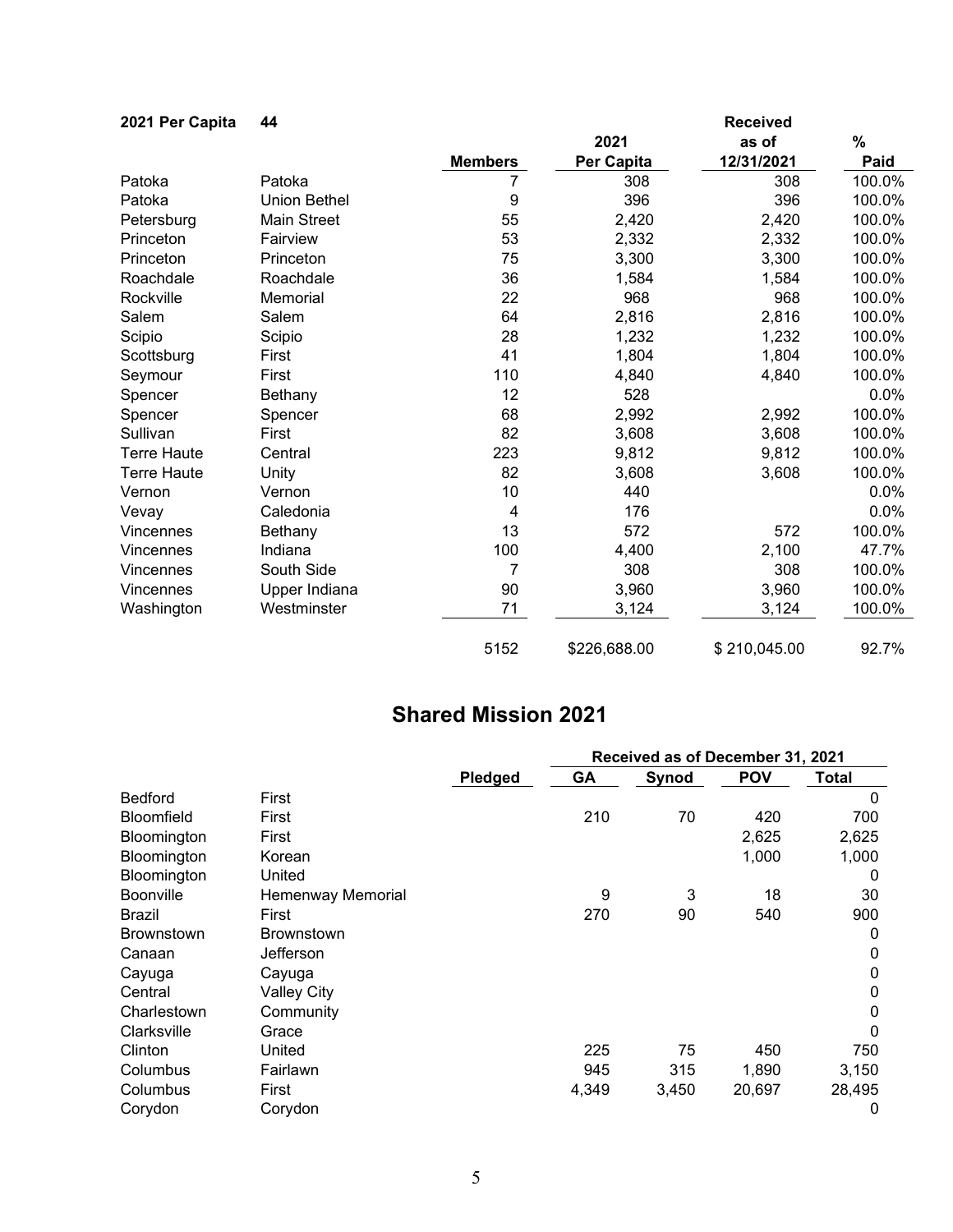| 2021 Per Capita | 44 | | | Received | |
|---|---|---|---|---|---|
| | | | 2021 | as of | % |
| | | Members | Per Capita | 12/31/2021 | Paid |
| Patoka | Patoka | 7 | 308 | 308 | 100.0% |
| Patoka | Union Bethel | 9 | 396 | 396 | 100.0% |
| Petersburg | Main Street | 55 | 2,420 | 2,420 | 100.0% |
| Princeton | Fairview | 53 | 2,332 | 2,332 | 100.0% |
| Princeton | Princeton | 75 | 3,300 | 3,300 | 100.0% |
| Roachdale | Roachdale | 36 | 1,584 | 1,584 | 100.0% |
| Rockville | Memorial | 22 | 968 | 968 | 100.0% |
| Salem | Salem | 64 | 2,816 | 2,816 | 100.0% |
| Scipio | Scipio | 28 | 1,232 | 1,232 | 100.0% |
| Scottsburg | First | 41 | 1,804 | 1,804 | 100.0% |
| Seymour | First | 110 | 4,840 | 4,840 | 100.0% |
| Spencer | Bethany | 12 | 528 | | 0.0% |
| Spencer | Spencer | 68 | 2,992 | 2,992 | 100.0% |
| Sullivan | First | 82 | 3,608 | 3,608 | 100.0% |
| Terre Haute | Central | 223 | 9,812 | 9,812 | 100.0% |
| Terre Haute | Unity | 82 | 3,608 | 3,608 | 100.0% |
| Vernon | Vernon | 10 | 440 | | 0.0% |
| Vevay | Caledonia | 4 | 176 | | 0.0% |
| Vincennes | Bethany | 13 | 572 | 572 | 100.0% |
| Vincennes | Indiana | 100 | 4,400 | 2,100 | 47.7% |
| Vincennes | South Side | 7 | 308 | 308 | 100.0% |
| Vincennes | Upper Indiana | 90 | 3,960 | 3,960 | 100.0% |
| Washington | Westminster | 71 | 3,124 | 3,124 | 100.0% |
| | | 5152 | $226,688.00 | $ 210,045.00 | 92.7% |

## Shared Mission 2021

| | | | Received as of December 31, 2021 | | | |
|---|---|---|---|---|---|---|
| | | Pledged | GA | Synod | POV | Total |
| Bedford | First | | | | | 0 |
| Bloomfield | First | | 210 | 70 | 420 | 700 |
| Bloomington | First | | | | 2,625 | 2,625 |
| Bloomington | Korean | | | | 1,000 | 1,000 |
| Bloomington | United | | | | | 0 |
| Boonville | Hemenway Memorial | | 9 | 3 | 18 | 30 |
| Brazil | First | | 270 | 90 | 540 | 900 |
| Brownstown | Brownstown | | | | | 0 |
| Canaan | Jefferson | | | | | 0 |
| Cayuga | Cayuga | | | | | 0 |
| Central | Valley City | | | | | 0 |
| Charlestown | Community | | | | | 0 |
| Clarksville | Grace | | | | | 0 |
| Clinton | United | | 225 | 75 | 450 | 750 |
| Columbus | Fairlawn | | 945 | 315 | 1,890 | 3,150 |
| Columbus | First | | 4,349 | 3,450 | 20,697 | 28,495 |
| Corydon | Corydon | | | | | 0 |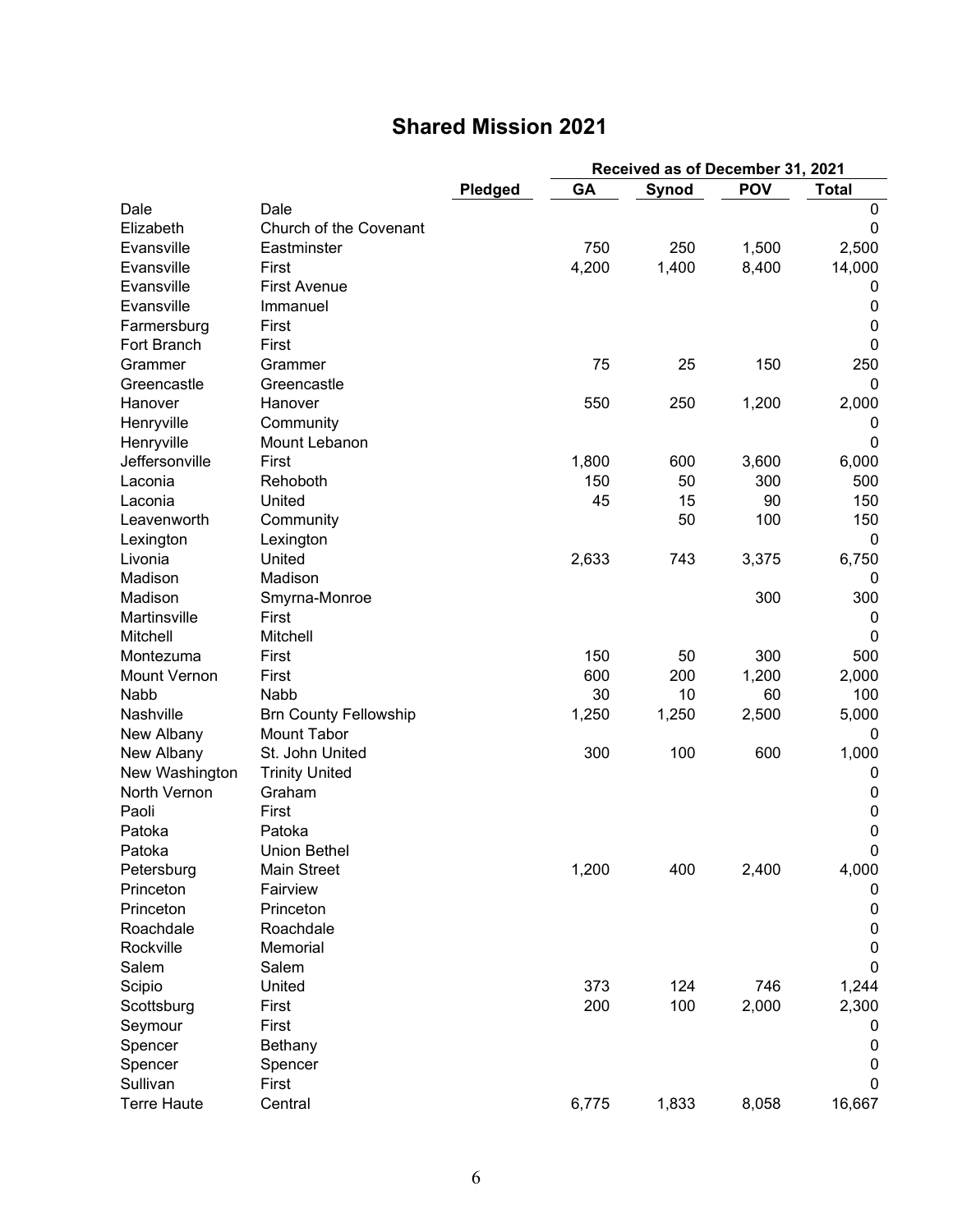# Shared Mission 2021

| | | Pledged | Received as of December 31, 2021 | | | |
|---|---|---|---|---|---|---|
| | | | GA | Synod | POV | Total |
| Dale | Dale | | | | | 0 |
| Elizabeth | Church of the Covenant | | | | | 0 |
| Evansville | Eastminster | | 750 | 250 | 1,500 | 2,500 |
| Evansville | First | | 4,200 | 1,400 | 8,400 | 14,000 |
| Evansville | First Avenue | | | | | 0 |
| Evansville | Immanuel | | | | | 0 |
| Farmersburg | First | | | | | 0 |
| Fort Branch | First | | | | | 0 |
| Grammer | Grammer | | 75 | 25 | 150 | 250 |
| Greencastle | Greencastle | | | | | 0 |
| Hanover | Hanover | | 550 | 250 | 1,200 | 2,000 |
| Henryville | Community | | | | | 0 |
| Henryville | Mount Lebanon | | | | | 0 |
| Jeffersonville | First | | 1,800 | 600 | 3,600 | 6,000 |
| Laconia | Rehoboth | | 150 | 50 | 300 | 500 |
| Laconia | United | | 45 | 15 | 90 | 150 |
| Leavenworth | Community | | | 50 | 100 | 150 |
| Lexington | Lexington | | | | | 0 |
| Livonia | United | | 2,633 | 743 | 3,375 | 6,750 |
| Madison | Madison | | | | | 0 |
| Madison | Smyrna-Monroe | | | | 300 | 300 |
| Martinsville | First | | | | | 0 |
| Mitchell | Mitchell | | | | | 0 |
| Montezuma | First | | 150 | 50 | 300 | 500 |
| Mount Vernon | First | | 600 | 200 | 1,200 | 2,000 |
| Nabb | Nabb | | 30 | 10 | 60 | 100 |
| Nashville | Brn County Fellowship | | 1,250 | 1,250 | 2,500 | 5,000 |
| New Albany | Mount Tabor | | | | | 0 |
| New Albany | St. John United | | 300 | 100 | 600 | 1,000 |
| New Washington | Trinity United | | | | | 0 |
| North Vernon | Graham | | | | | 0 |
| Paoli | First | | | | | 0 |
| Patoka | Patoka | | | | | 0 |
| Patoka | Union Bethel | | | | | 0 |
| Petersburg | Main Street | | 1,200 | 400 | 2,400 | 4,000 |
| Princeton | Fairview | | | | | 0 |
| Princeton | Princeton | | | | | 0 |
| Roachdale | Roachdale | | | | | 0 |
| Rockville | Memorial | | | | | 0 |
| Salem | Salem | | | | | 0 |
| Scipio | United | | 373 | 124 | 746 | 1,244 |
| Scottsburg | First | | 200 | 100 | 2,000 | 2,300 |
| Seymour | First | | | | | 0 |
| Spencer | Bethany | | | | | 0 |
| Spencer | Spencer | | | | | 0 |
| Sullivan | First | | | | | 0 |
| Terre Haute | Central | | 6,775 | 1,833 | 8,058 | 16,667 |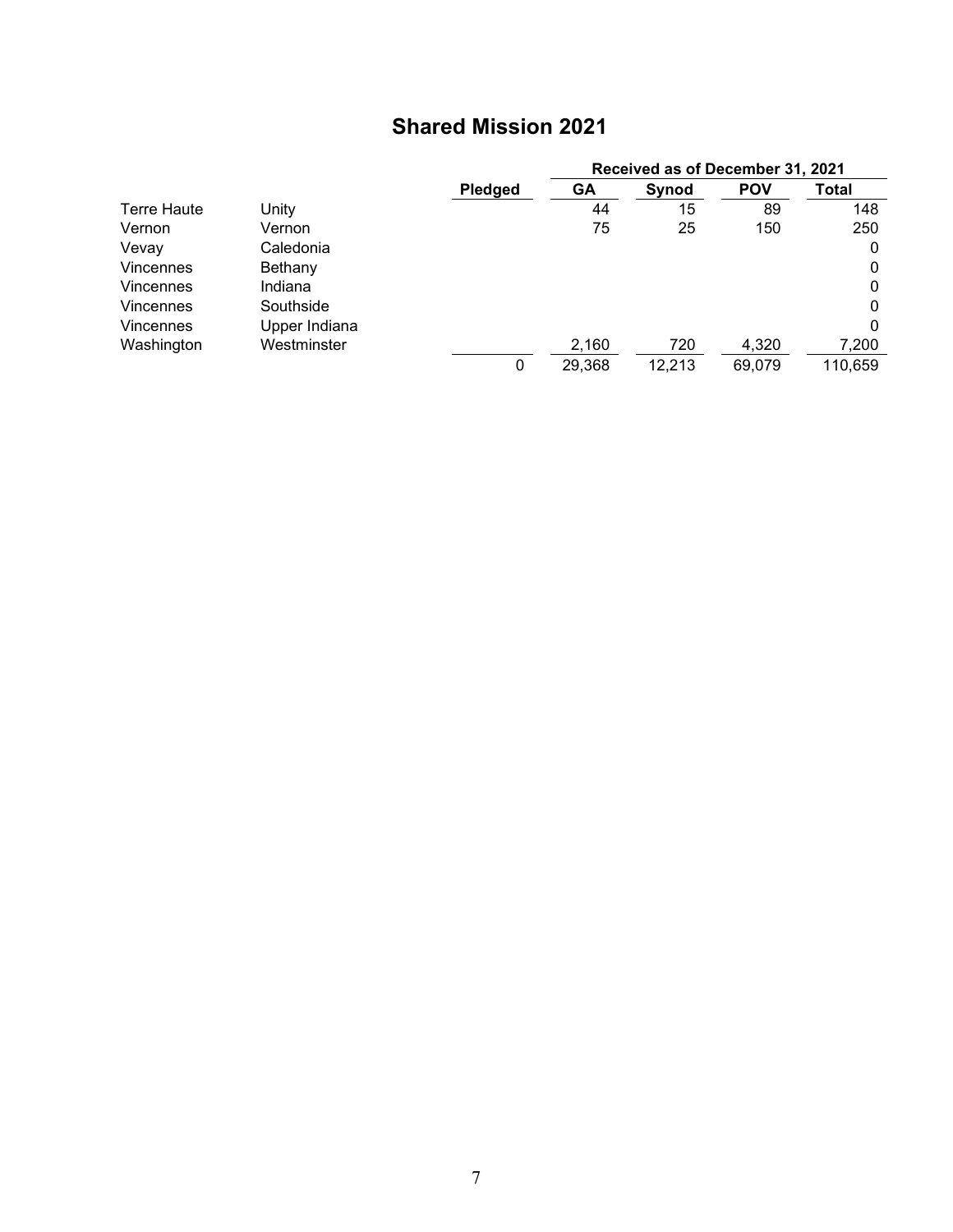## Shared Mission 2021

| | | Pledged | Received as of December 31, 2021 | | | |
|---|---|---|---|---|---|---|
| | | | GA | Synod | POV | Total |
| Terre Haute | Unity | | 44 | 15 | 89 | 148 |
| Vernon | Vernon | | 75 | 25 | 150 | 250 |
| Vevay | Caledonia | | | | | 0 |
| Vincennes | Bethany | | | | | 0 |
| Vincennes | Indiana | | | | | 0 |
| Vincennes | Southside | | | | | 0 |
| Vincennes | Upper Indiana | | | | | 0 |
| Washington | Westminster | | 2,160 | 720 | 4,320 | 7,200 |
| | | 0 | 29,368 | 12,213 | 69,079 | 110,659 |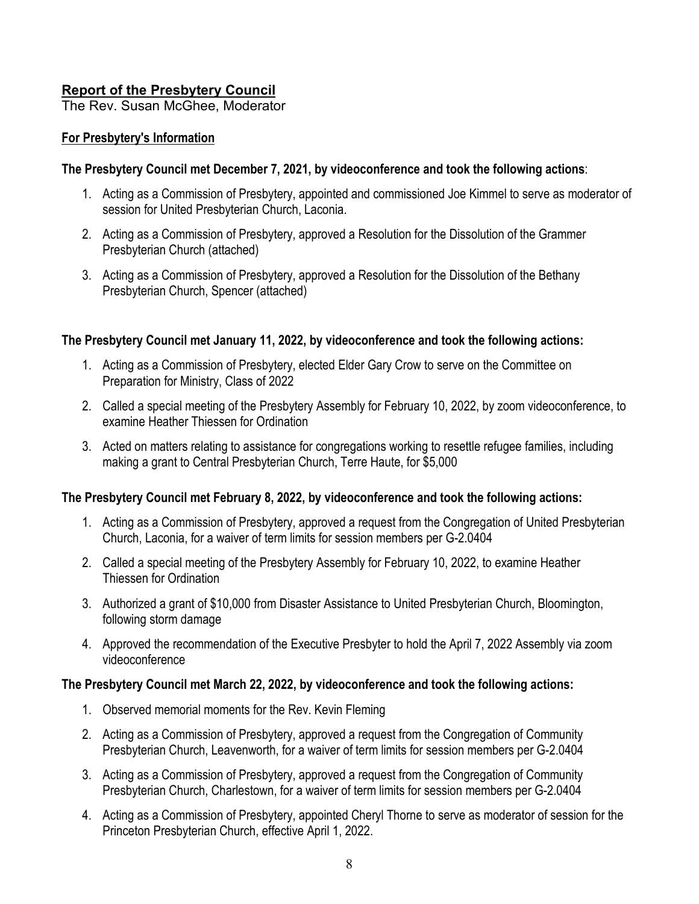## Report of the Presbytery Council

The Rev. Susan McGhee, Moderator

### For Presbytery's Information

**The Presbytery Council met December 7, 2021, by videoconference and took the following actions**:

1. Acting as a Commission of Presbytery, appointed and commissioned Joe Kimmel to serve as moderator of session for United Presbyterian Church, Laconia.
2. Acting as a Commission of Presbytery, approved a Resolution for the Dissolution of the Grammer Presbyterian Church (attached)
3. Acting as a Commission of Presbytery, approved a Resolution for the Dissolution of the Bethany Presbyterian Church, Spencer (attached)

**The Presbytery Council met January 11, 2022, by videoconference and took the following actions:**

1. Acting as a Commission of Presbytery, elected Elder Gary Crow to serve on the Committee on Preparation for Ministry, Class of 2022
2. Called a special meeting of the Presbytery Assembly for February 10, 2022, by zoom videoconference, to examine Heather Thiessen for Ordination
3. Acted on matters relating to assistance for congregations working to resettle refugee families, including making a grant to Central Presbyterian Church, Terre Haute, for $5,000

**The Presbytery Council met February 8, 2022, by videoconference and took the following actions:**

1. Acting as a Commission of Presbytery, approved a request from the Congregation of United Presbyterian Church, Laconia, for a waiver of term limits for session members per G-2.0404
2. Called a special meeting of the Presbytery Assembly for February 10, 2022, to examine Heather Thiessen for Ordination
3. Authorized a grant of $10,000 from Disaster Assistance to United Presbyterian Church, Bloomington, following storm damage
4. Approved the recommendation of the Executive Presbyter to hold the April 7, 2022 Assembly via zoom videoconference

**The Presbytery Council met March 22, 2022, by videoconference and took the following actions:**

1. Observed memorial moments for the Rev. Kevin Fleming
2. Acting as a Commission of Presbytery, approved a request from the Congregation of Community Presbyterian Church, Leavenworth, for a waiver of term limits for session members per G-2.0404
3. Acting as a Commission of Presbytery, approved a request from the Congregation of Community Presbyterian Church, Charlestown, for a waiver of term limits for session members per G-2.0404
4. Acting as a Commission of Presbytery, appointed Cheryl Thorne to serve as moderator of session for the Princeton Presbyterian Church, effective April 1, 2022.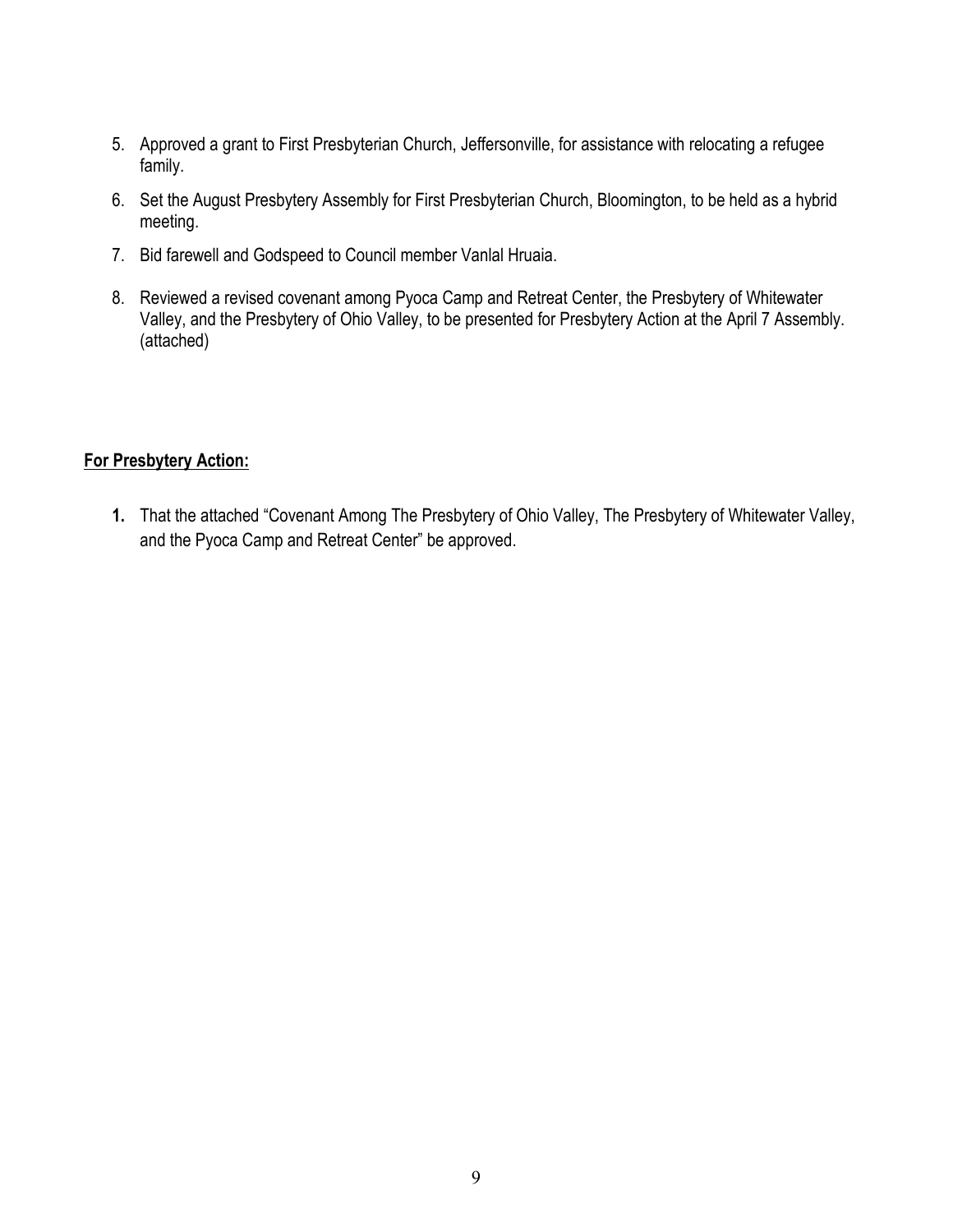5. Approved a grant to First Presbyterian Church, Jeffersonville, for assistance with relocating a refugee family.
6. Set the August Presbytery Assembly for First Presbyterian Church, Bloomington, to be held as a hybrid meeting.
7. Bid farewell and Godspeed to Council member Vanlal Hruaia.
8. Reviewed a revised covenant among Pyoca Camp and Retreat Center, the Presbytery of Whitewater Valley, and the Presbytery of Ohio Valley, to be presented for Presbytery Action at the April 7 Assembly. (attached)

**For Presbytery Action:**

1. That the attached "Covenant Among The Presbytery of Ohio Valley, The Presbytery of Whitewater Valley, and the Pyoca Camp and Retreat Center" be approved.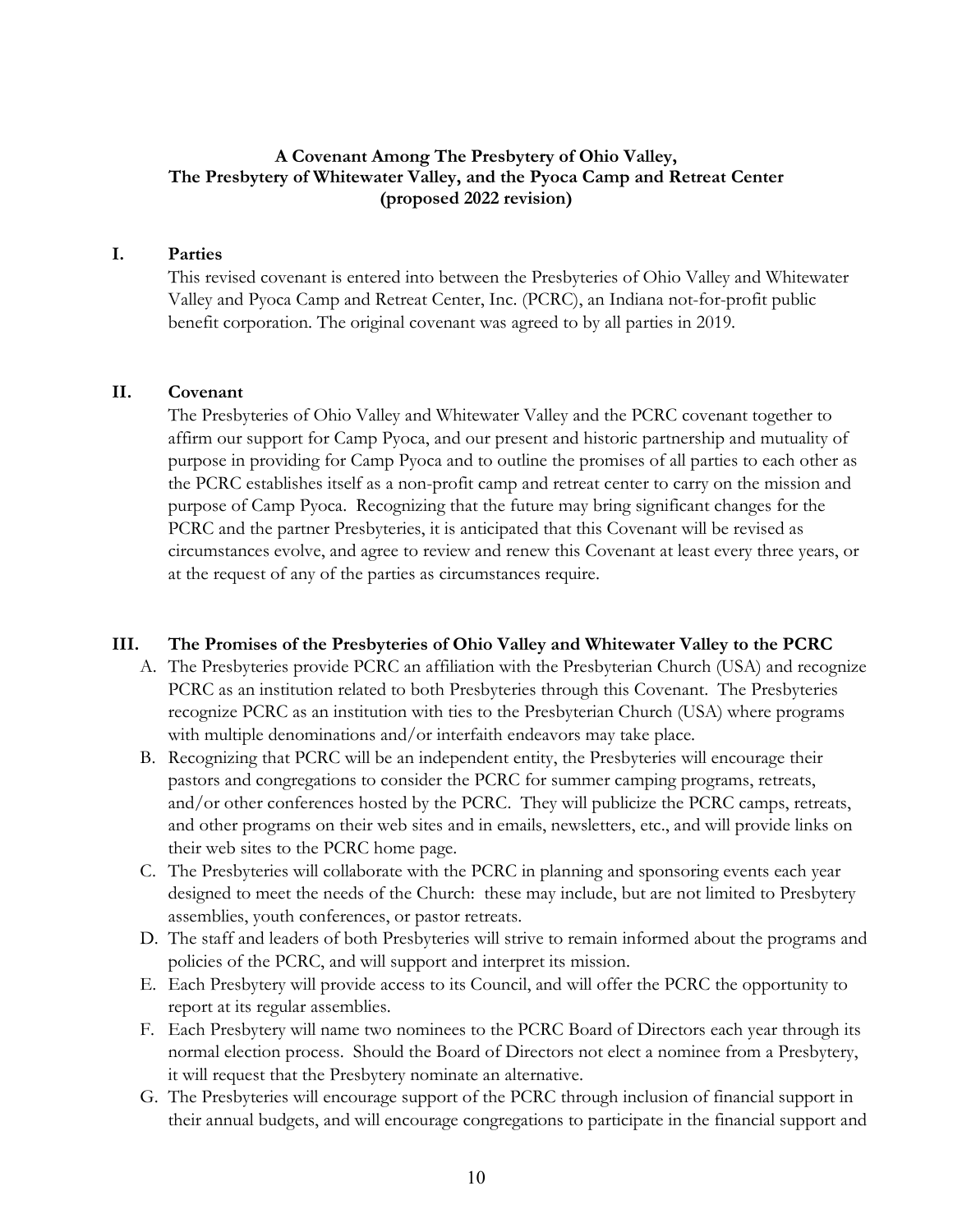**A Covenant Among The Presbytery of Ohio Valley, The Presbytery of Whitewater Valley, and the Pyoca Camp and Retreat Center (proposed 2022 revision)**

## I. Parties

This revised covenant is entered into between the Presbyteries of Ohio Valley and Whitewater Valley and Pyoca Camp and Retreat Center, Inc. (PCRC), an Indiana not-for-profit public benefit corporation. The original covenant was agreed to by all parties in 2019.

## II. Covenant

The Presbyteries of Ohio Valley and Whitewater Valley and the PCRC covenant together to affirm our support for Camp Pyoca, and our present and historic partnership and mutuality of purpose in providing for Camp Pyoca and to outline the promises of all parties to each other as the PCRC establishes itself as a non-profit camp and retreat center to carry on the mission and purpose of Camp Pyoca. Recognizing that the future may bring significant changes for the PCRC and the partner Presbyteries, it is anticipated that this Covenant will be revised as circumstances evolve, and agree to review and renew this Covenant at least every three years, or at the request of any of the parties as circumstances require.

## III. The Promises of the Presbyteries of Ohio Valley and Whitewater Valley to the PCRC

A. The Presbyteries provide PCRC an affiliation with the Presbyterian Church (USA) and recognize PCRC as an institution related to both Presbyteries through this Covenant. The Presbyteries recognize PCRC as an institution with ties to the Presbyterian Church (USA) where programs with multiple denominations and/or interfaith endeavors may take place.

B. Recognizing that PCRC will be an independent entity, the Presbyteries will encourage their pastors and congregations to consider the PCRC for summer camping programs, retreats, and/or other conferences hosted by the PCRC. They will publicize the PCRC camps, retreats, and other programs on their web sites and in emails, newsletters, etc., and will provide links on their web sites to the PCRC home page.

C. The Presbyteries will collaborate with the PCRC in planning and sponsoring events each year designed to meet the needs of the Church: these may include, but are not limited to Presbytery assemblies, youth conferences, or pastor retreats.

D. The staff and leaders of both Presbyteries will strive to remain informed about the programs and policies of the PCRC, and will support and interpret its mission.

E. Each Presbytery will provide access to its Council, and will offer the PCRC the opportunity to report at its regular assemblies.

F. Each Presbytery will name two nominees to the PCRC Board of Directors each year through its normal election process. Should the Board of Directors not elect a nominee from a Presbytery, it will request that the Presbytery nominate an alternative.

G. The Presbyteries will encourage support of the PCRC through inclusion of financial support in their annual budgets, and will encourage congregations to participate in the financial support and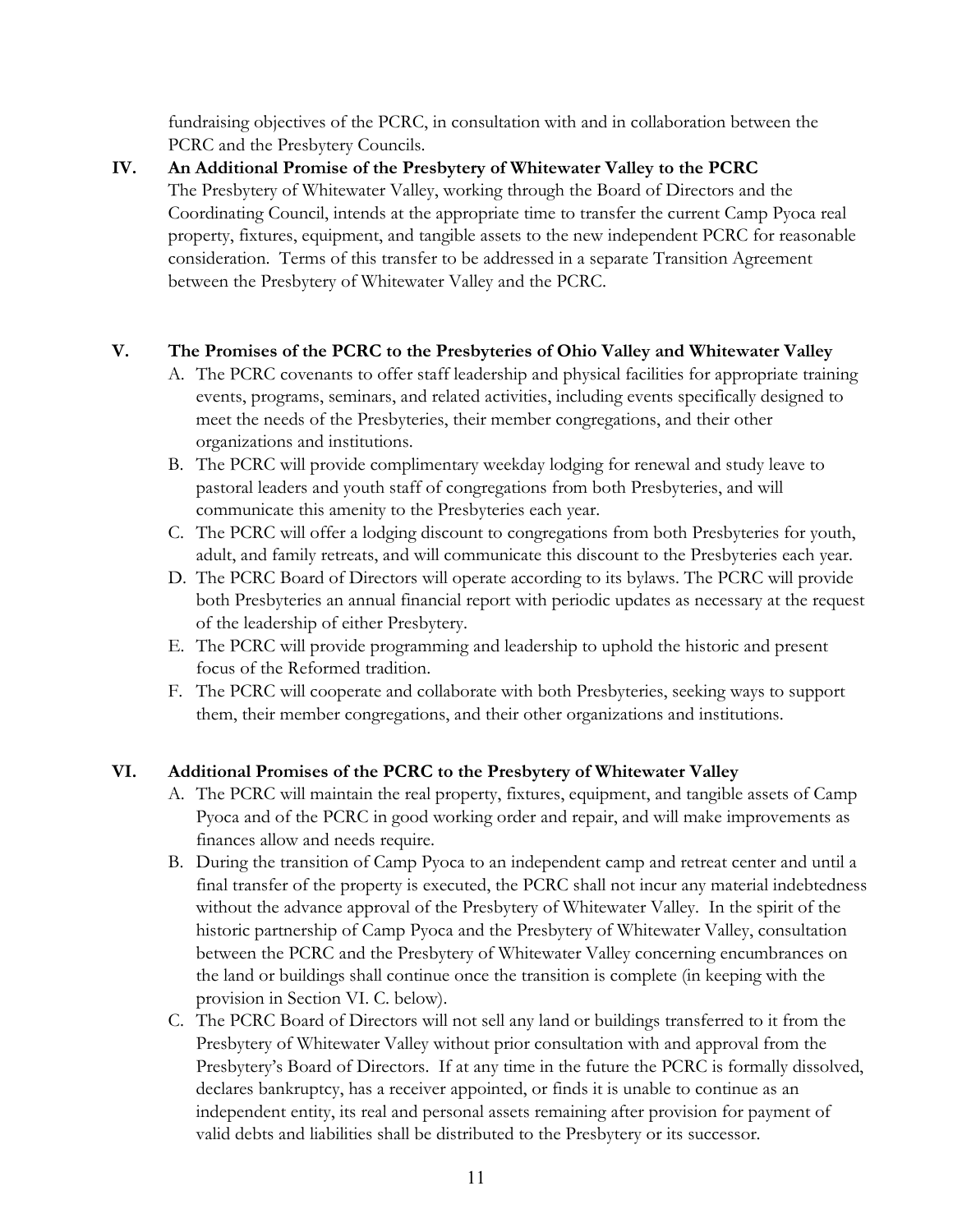fundraising objectives of the PCRC, in consultation with and in collaboration between the PCRC and the Presbytery Councils.

## IV. An Additional Promise of the Presbytery of Whitewater Valley to the PCRC

The Presbytery of Whitewater Valley, working through the Board of Directors and the Coordinating Council, intends at the appropriate time to transfer the current Camp Pyoca real property, fixtures, equipment, and tangible assets to the new independent PCRC for reasonable consideration. Terms of this transfer to be addressed in a separate Transition Agreement between the Presbytery of Whitewater Valley and the PCRC.

## V. The Promises of the PCRC to the Presbyteries of Ohio Valley and Whitewater Valley

A. The PCRC covenants to offer staff leadership and physical facilities for appropriate training events, programs, seminars, and related activities, including events specifically designed to meet the needs of the Presbyteries, their member congregations, and their other organizations and institutions.

B. The PCRC will provide complimentary weekday lodging for renewal and study leave to pastoral leaders and youth staff of congregations from both Presbyteries, and will communicate this amenity to the Presbyteries each year.

C. The PCRC will offer a lodging discount to congregations from both Presbyteries for youth, adult, and family retreats, and will communicate this discount to the Presbyteries each year.

D. The PCRC Board of Directors will operate according to its bylaws. The PCRC will provide both Presbyteries an annual financial report with periodic updates as necessary at the request of the leadership of either Presbytery.

E. The PCRC will provide programming and leadership to uphold the historic and present focus of the Reformed tradition.

F. The PCRC will cooperate and collaborate with both Presbyteries, seeking ways to support them, their member congregations, and their other organizations and institutions.

## VI. Additional Promises of the PCRC to the Presbytery of Whitewater Valley

A. The PCRC will maintain the real property, fixtures, equipment, and tangible assets of Camp Pyoca and of the PCRC in good working order and repair, and will make improvements as finances allow and needs require.

B. During the transition of Camp Pyoca to an independent camp and retreat center and until a final transfer of the property is executed, the PCRC shall not incur any material indebtedness without the advance approval of the Presbytery of Whitewater Valley. In the spirit of the historic partnership of Camp Pyoca and the Presbytery of Whitewater Valley, consultation between the PCRC and the Presbytery of Whitewater Valley concerning encumbrances on the land or buildings shall continue once the transition is complete (in keeping with the provision in Section VI. C. below).

C. The PCRC Board of Directors will not sell any land or buildings transferred to it from the Presbytery of Whitewater Valley without prior consultation with and approval from the Presbytery's Board of Directors. If at any time in the future the PCRC is formally dissolved, declares bankruptcy, has a receiver appointed, or finds it is unable to continue as an independent entity, its real and personal assets remaining after provision for payment of valid debts and liabilities shall be distributed to the Presbytery or its successor.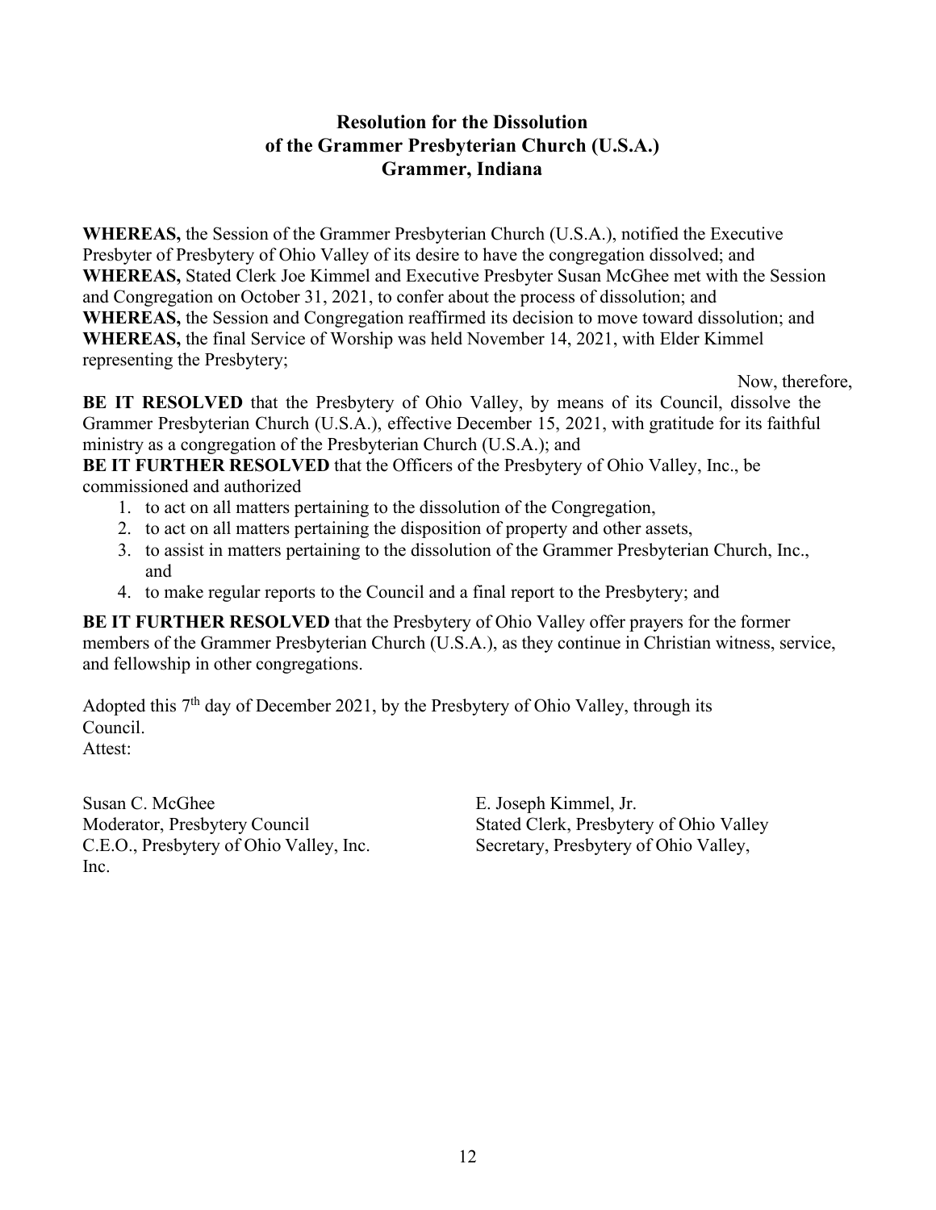## Resolution for the Dissolution of the Grammer Presbyterian Church (U.S.A.) Grammer, Indiana

**WHEREAS,** the Session of the Grammer Presbyterian Church (U.S.A.), notified the Executive Presbyter of Presbytery of Ohio Valley of its desire to have the congregation dissolved; and
**WHEREAS,** Stated Clerk Joe Kimmel and Executive Presbyter Susan McGhee met with the Session and Congregation on October 31, 2021, to confer about the process of dissolution; and
**WHEREAS,** the Session and Congregation reaffirmed its decision to move toward dissolution; and
**WHEREAS,** the final Service of Worship was held November 14, 2021, with Elder Kimmel representing the Presbytery;

Now, therefore,

**BE IT RESOLVED** that the Presbytery of Ohio Valley, by means of its Council, dissolve the Grammer Presbyterian Church (U.S.A.), effective December 15, 2021, with gratitude for its faithful ministry as a congregation of the Presbyterian Church (U.S.A.); and
**BE IT FURTHER RESOLVED** that the Officers of the Presbytery of Ohio Valley, Inc., be commissioned and authorized

1. to act on all matters pertaining to the dissolution of the Congregation,
2. to act on all matters pertaining the disposition of property and other assets,
3. to assist in matters pertaining to the dissolution of the Grammer Presbyterian Church, Inc., and
4. to make regular reports to the Council and a final report to the Presbytery; and

**BE IT FURTHER RESOLVED** that the Presbytery of Ohio Valley offer prayers for the former members of the Grammer Presbyterian Church (U.S.A.), as they continue in Christian witness, service, and fellowship in other congregations.

Adopted this 7th day of December 2021, by the Presbytery of Ohio Valley, through its Council.
Attest:

Susan C. McGhee
Moderator, Presbytery Council
C.E.O., Presbytery of Ohio Valley, Inc.
Inc.

E. Joseph Kimmel, Jr.
Stated Clerk, Presbytery of Ohio Valley
Secretary, Presbytery of Ohio Valley,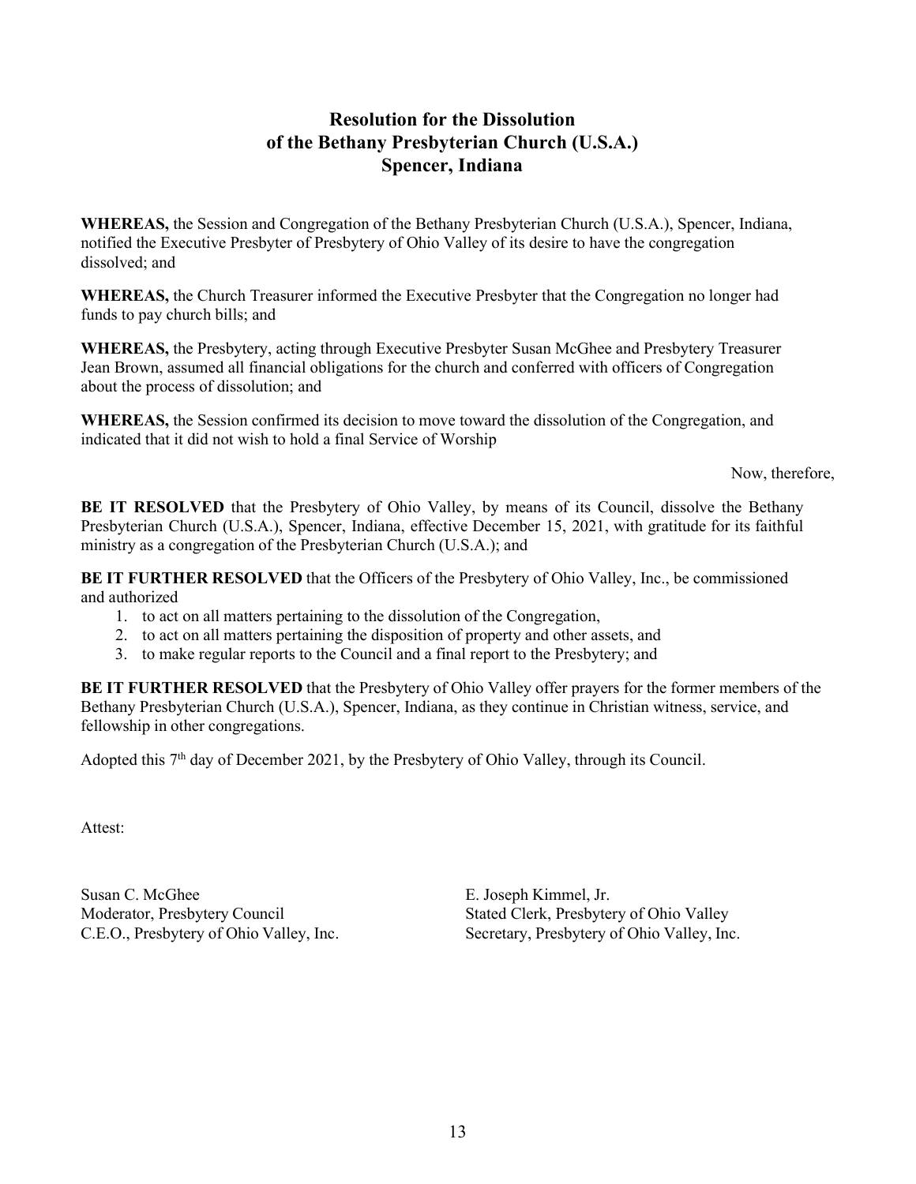# Resolution for the Dissolution of the Bethany Presbyterian Church (U.S.A.) Spencer, Indiana

**WHEREAS,** the Session and Congregation of the Bethany Presbyterian Church (U.S.A.), Spencer, Indiana, notified the Executive Presbyter of Presbytery of Ohio Valley of its desire to have the congregation dissolved; and

**WHEREAS,** the Church Treasurer informed the Executive Presbyter that the Congregation no longer had funds to pay church bills; and

**WHEREAS,** the Presbytery, acting through Executive Presbyter Susan McGhee and Presbytery Treasurer Jean Brown, assumed all financial obligations for the church and conferred with officers of Congregation about the process of dissolution; and

**WHEREAS,** the Session confirmed its decision to move toward the dissolution of the Congregation, and indicated that it did not wish to hold a final Service of Worship

Now, therefore,

**BE IT RESOLVED** that the Presbytery of Ohio Valley, by means of its Council, dissolve the Bethany Presbyterian Church (U.S.A.), Spencer, Indiana, effective December 15, 2021, with gratitude for its faithful ministry as a congregation of the Presbyterian Church (U.S.A.); and

**BE IT FURTHER RESOLVED** that the Officers of the Presbytery of Ohio Valley, Inc., be commissioned and authorized

1. to act on all matters pertaining to the dissolution of the Congregation,
2. to act on all matters pertaining the disposition of property and other assets, and
3. to make regular reports to the Council and a final report to the Presbytery; and

**BE IT FURTHER RESOLVED** that the Presbytery of Ohio Valley offer prayers for the former members of the Bethany Presbyterian Church (U.S.A.), Spencer, Indiana, as they continue in Christian witness, service, and fellowship in other congregations.

Adopted this 7th day of December 2021, by the Presbytery of Ohio Valley, through its Council.

Attest:

Susan C. McGhee
Moderator, Presbytery Council
C.E.O., Presbytery of Ohio Valley, Inc.

E. Joseph Kimmel, Jr.
Stated Clerk, Presbytery of Ohio Valley
Secretary, Presbytery of Ohio Valley, Inc.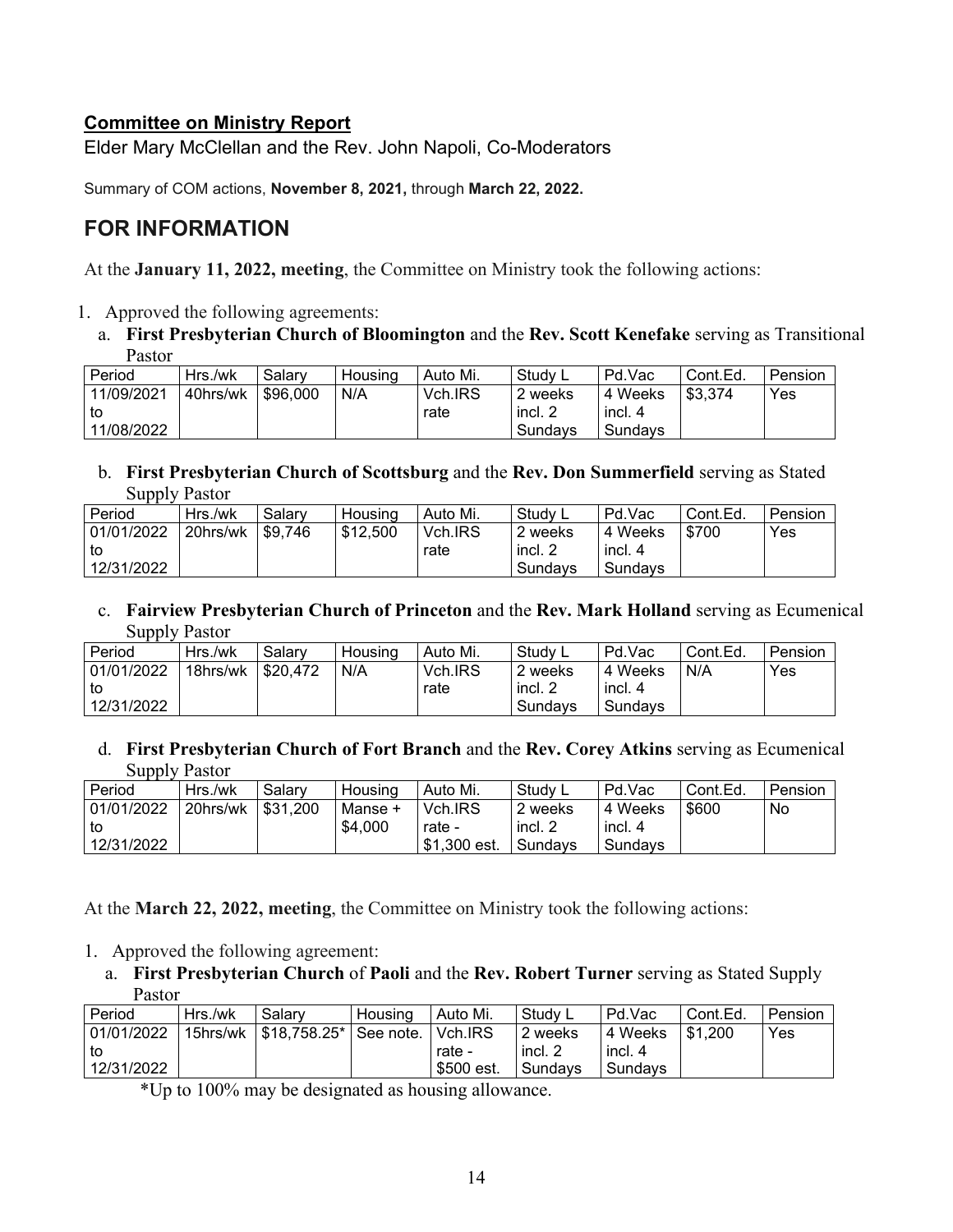**Committee on Ministry Report**

Elder Mary McClellan and the Rev. John Napoli, Co-Moderators

Summary of COM actions, **November 8, 2021,** through **March 22, 2022.**

## FOR INFORMATION

At the **January 11, 2022, meeting**, the Committee on Ministry took the following actions:

1. Approved the following agreements:
   a. **First Presbyterian Church of Bloomington** and the **Rev. Scott Kenefake** serving as Transitional Pastor

| Period | Hrs./wk | Salary | Housing | Auto Mi. | Study L | Pd.Vac | Cont.Ed. | Pension |
|---|---|---|---|---|---|---|---|---|
| 11/09/2021 to 11/08/2022 | 40hrs/wk | $96,000 | N/A | Vch.IRS rate | 2 weeks incl. 2 Sundays | 4 Weeks incl. 4 Sundays | $3,374 | Yes |

   b. **First Presbyterian Church of Scottsburg** and the **Rev. Don Summerfield** serving as Stated Supply Pastor

| Period | Hrs./wk | Salary | Housing | Auto Mi. | Study L | Pd.Vac | Cont.Ed. | Pension |
|---|---|---|---|---|---|---|---|---|
| 01/01/2022 to 12/31/2022 | 20hrs/wk | $9,746 | $12,500 | Vch.IRS rate | 2 weeks incl. 2 Sundays | 4 Weeks incl. 4 Sundays | $700 | Yes |

   c. **Fairview Presbyterian Church of Princeton** and the **Rev. Mark Holland** serving as Ecumenical Supply Pastor

| Period | Hrs./wk | Salary | Housing | Auto Mi. | Study L | Pd.Vac | Cont.Ed. | Pension |
|---|---|---|---|---|---|---|---|---|
| 01/01/2022 to 12/31/2022 | 18hrs/wk | $20,472 | N/A | Vch.IRS rate | 2 weeks incl. 2 Sundays | 4 Weeks incl. 4 Sundays | N/A | Yes |

   d. **First Presbyterian Church of Fort Branch** and the **Rev. Corey Atkins** serving as Ecumenical Supply Pastor

| Period | Hrs./wk | Salary | Housing | Auto Mi. | Study L | Pd.Vac | Cont.Ed. | Pension |
|---|---|---|---|---|---|---|---|---|
| 01/01/2022 to 12/31/2022 | 20hrs/wk | $31,200 | Manse + $4,000 | Vch.IRS rate - $1,300 est. | 2 weeks incl. 2 Sundays | 4 Weeks incl. 4 Sundays | $600 | No |

At the **March 22, 2022, meeting**, the Committee on Ministry took the following actions:

1. Approved the following agreement:
   a. **First Presbyterian Church** of **Paoli** and the **Rev. Robert Turner** serving as Stated Supply Pastor

| Period | Hrs./wk | Salary | Housing | Auto Mi. | Study L | Pd.Vac | Cont.Ed. | Pension |
|---|---|---|---|---|---|---|---|---|
| 01/01/2022 to 12/31/2022 | 15hrs/wk | $18,758.25* | See note. | Vch.IRS rate - $500 est. | 2 weeks incl. 2 Sundays | 4 Weeks incl. 4 Sundays | $1,200 | Yes |

*Up to 100% may be designated as housing allowance.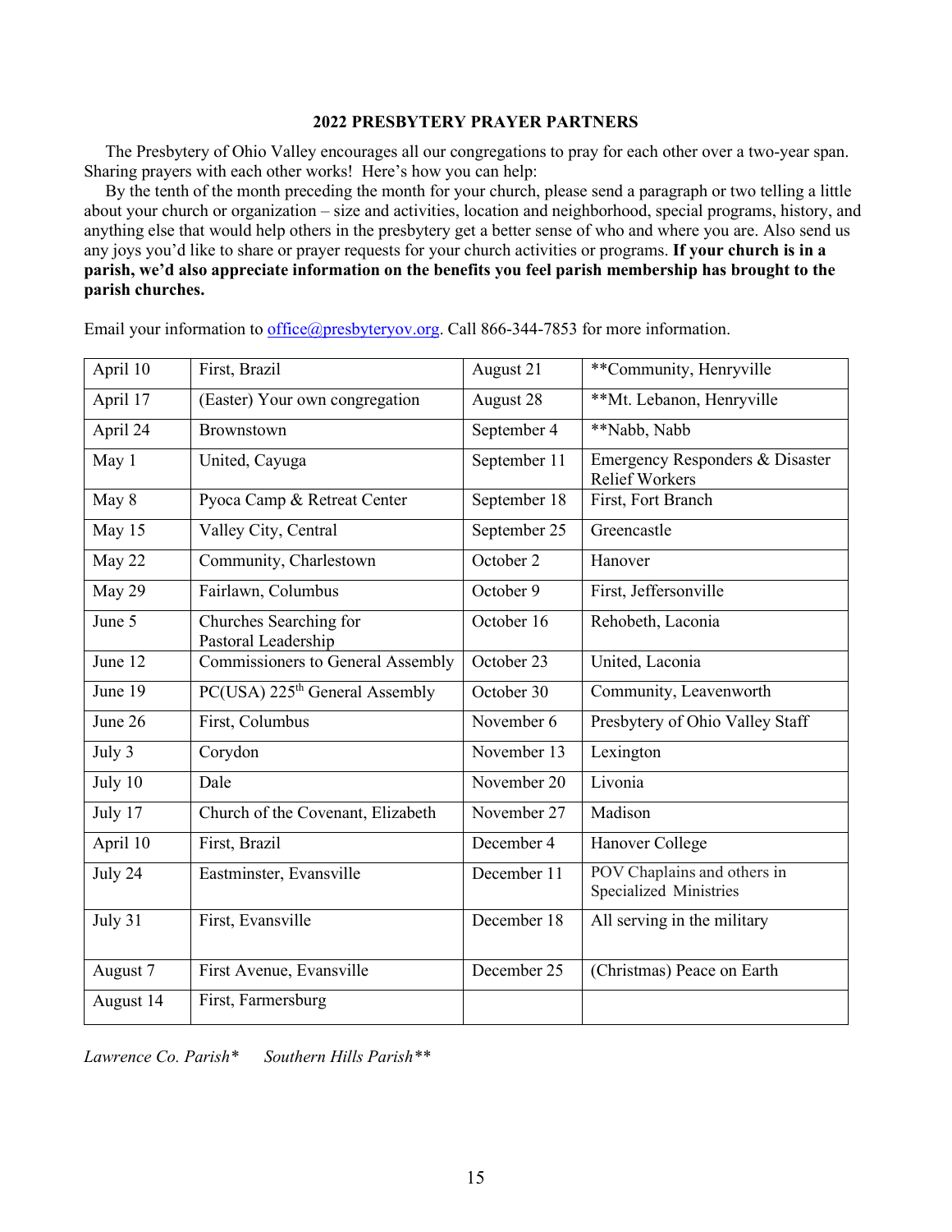**2022 PRESBYTERY PRAYER PARTNERS**

The Presbytery of Ohio Valley encourages all our congregations to pray for each other over a two-year span. Sharing prayers with each other works! Here's how you can help:

By the tenth of the month preceding the month for your church, please send a paragraph or two telling a little about your church or organization – size and activities, location and neighborhood, special programs, history, and anything else that would help others in the presbytery get a better sense of who and where you are. Also send us any joys you'd like to share or prayer requests for your church activities or programs. **If your church is in a parish, we'd also appreciate information on the benefits you feel parish membership has brought to the parish churches.**

Email your information to office@presbyteryov.org. Call 866-344-7853 for more information.

| | | | |
|---|---|---|---|
| April 10 | First, Brazil | August 21 | **Community, Henryville |
| April 17 | (Easter) Your own congregation | August 28 | **Mt. Lebanon, Henryville |
| April 24 | Brownstown | September 4 | **Nabb, Nabb |
| May 1 | United, Cayuga | September 11 | Emergency Responders & Disaster Relief Workers |
| May 8 | Pyoca Camp & Retreat Center | September 18 | First, Fort Branch |
| May 15 | Valley City, Central | September 25 | Greencastle |
| May 22 | Community, Charlestown | October 2 | Hanover |
| May 29 | Fairlawn, Columbus | October 9 | First, Jeffersonville |
| June 5 | Churches Searching for Pastoral Leadership | October 16 | Rehobeth, Laconia |
| June 12 | Commissioners to General Assembly | October 23 | United, Laconia |
| June 19 | PC(USA) 225th General Assembly | October 30 | Community, Leavenworth |
| June 26 | First, Columbus | November 6 | Presbytery of Ohio Valley Staff |
| July 3 | Corydon | November 13 | Lexington |
| July 10 | Dale | November 20 | Livonia |
| July 17 | Church of the Covenant, Elizabeth | November 27 | Madison |
| April 10 | First, Brazil | December 4 | Hanover College |
| July 24 | Eastminster, Evansville | December 11 | POV Chaplains and others in Specialized Ministries |
| July 31 | First, Evansville | December 18 | All serving in the military |
| August 7 | First Avenue, Evansville | December 25 | (Christmas) Peace on Earth |
| August 14 | First, Farmersburg | | |

*Lawrence Co. Parish** &nbsp;&nbsp;&nbsp; *Southern Hills Parish***